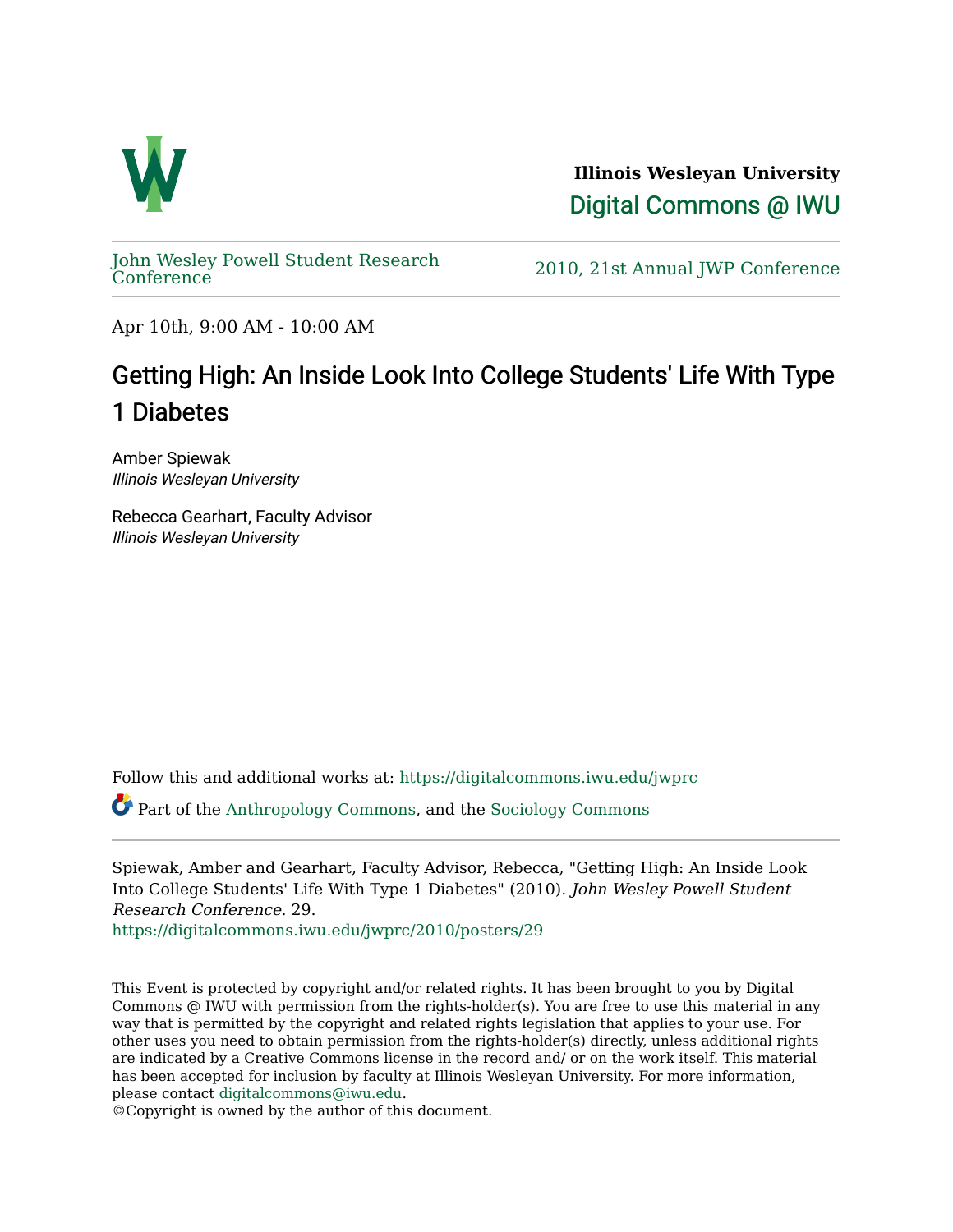Illinois Wesleyan University

Digital Commons @ IWU

John Wesley Powell Student Research Conference

2010, 21st Annual JWP Conference

Apr 10th, 9:00 AM - 10:00 AM

# Getting High: An Inside Look Into College Students' Life With Type 1 Diabetes

Amber Spiewak
*Illinois Wesleyan University*

Rebecca Gearhart, Faculty Advisor
*Illinois Wesleyan University*

Follow this and additional works at: https://digitalcommons.iwu.edu/jwprc

Part of the Anthropology Commons, and the Sociology Commons

Spiewak, Amber and Gearhart, Faculty Advisor, Rebecca, "Getting High: An Inside Look Into College Students' Life With Type 1 Diabetes" (2010). *John Wesley Powell Student Research Conference*. 29.
https://digitalcommons.iwu.edu/jwprc/2010/posters/29

This Event is protected by copyright and/or related rights. It has been brought to you by Digital Commons @ IWU with permission from the rights-holder(s). You are free to use this material in any way that is permitted by the copyright and related rights legislation that applies to your use. For other uses you need to obtain permission from the rights-holder(s) directly, unless additional rights are indicated by a Creative Commons license in the record and/ or on the work itself. This material has been accepted for inclusion by faculty at Illinois Wesleyan University. For more information, please contact digitalcommons@iwu.edu.
©Copyright is owned by the author of this document.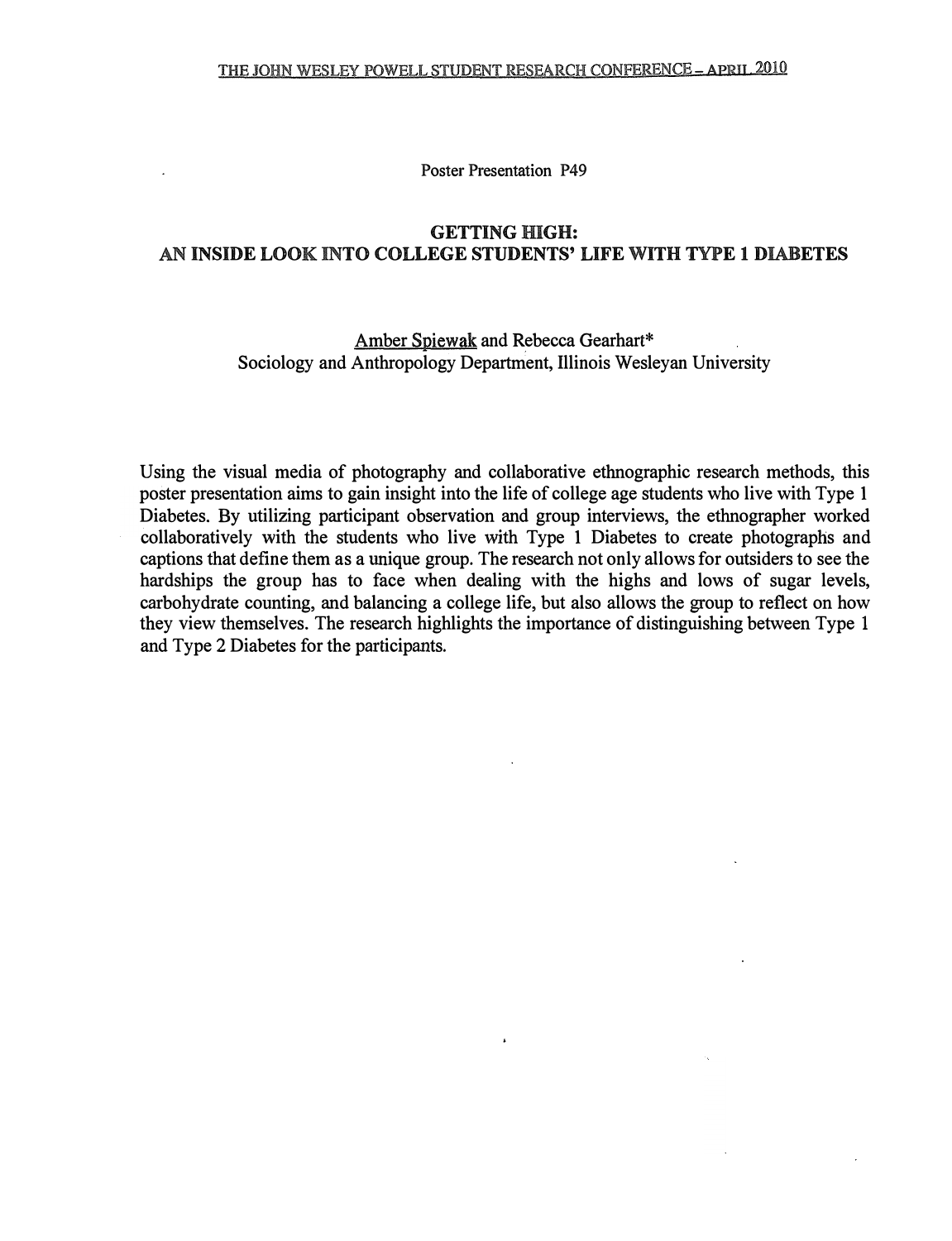Poster Presentation P49

## GETTING HIGH: AN INSIDE LOOK INTO COLLEGE STUDENTS' LIFE WITH TYPE 1 DIABETES

Amber Spiewak and Rebecca Gearhart*
Sociology and Anthropology Department, Illinois Wesleyan University

Using the visual media of photography and collaborative ethnographic research methods, this poster presentation aims to gain insight into the life of college age students who live with Type 1 Diabetes. By utilizing participant observation and group interviews, the ethnographer worked collaboratively with the students who live with Type 1 Diabetes to create photographs and captions that define them as a unique group. The research not only allows for outsiders to see the hardships the group has to face when dealing with the highs and lows of sugar levels, carbohydrate counting, and balancing a college life, but also allows the group to reflect on how they view themselves. The research highlights the importance of distinguishing between Type 1 and Type 2 Diabetes for the participants.